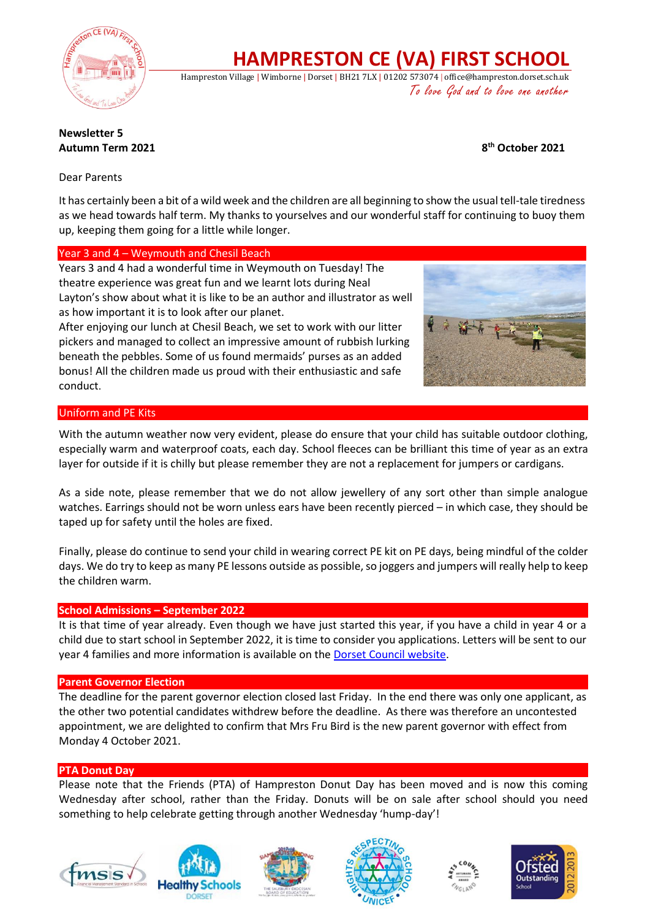# HAMPRESTON CE (VA) FIRST SCHOOL

Hampreston Village | Wimborne | Dorset | BH21 7LX | 01202 573074 | office@hampreston.dorset.sch.uk

*To love God and to love one another*

**Newsletter 5**
**Autumn Term 2021**

**8th October 2021**

Dear Parents

It has certainly been a bit of a wild week and the children are all beginning to show the usual tell-tale tiredness as we head towards half term. My thanks to yourselves and our wonderful staff for continuing to buoy them up, keeping them going for a little while longer.

## Year 3 and 4 – Weymouth and Chesil Beach

Years 3 and 4 had a wonderful time in Weymouth on Tuesday! The theatre experience was great fun and we learnt lots during Neal Layton's show about what it is like to be an author and illustrator as well as how important it is to look after our planet.

After enjoying our lunch at Chesil Beach, we set to work with our litter pickers and managed to collect an impressive amount of rubbish lurking beneath the pebbles. Some of us found mermaids' purses as an added bonus! All the children made us proud with their enthusiastic and safe conduct.

## Uniform and PE Kits

With the autumn weather now very evident, please do ensure that your child has suitable outdoor clothing, especially warm and waterproof coats, each day. School fleeces can be brilliant this time of year as an extra layer for outside if it is chilly but please remember they are not a replacement for jumpers or cardigans.

As a side note, please remember that we do not allow jewellery of any sort other than simple analogue watches. Earrings should not be worn unless ears have been recently pierced – in which case, they should be taped up for safety until the holes are fixed.

Finally, please do continue to send your child in wearing correct PE kit on PE days, being mindful of the colder days. We do try to keep as many PE lessons outside as possible, so joggers and jumpers will really help to keep the children warm.

## School Admissions – September 2022

It is that time of year already. Even though we have just started this year, if you have a child in year 4 or a child due to start school in September 2022, it is time to consider you applications. Letters will be sent to our year 4 families and more information is available on the Dorset Council website.

## Parent Governor Election

The deadline for the parent governor election closed last Friday. In the end there was only one applicant, as the other two potential candidates withdrew before the deadline. As there was therefore an uncontested appointment, we are delighted to confirm that Mrs Fru Bird is the new parent governor with effect from Monday 4 October 2021.

## PTA Donut Day

Please note that the Friends (PTA) of Hampreston Donut Day has been moved and is now this coming Wednesday after school, rather than the Friday. Donuts will be on sale after school should you need something to help celebrate getting through another Wednesday 'hump-day'!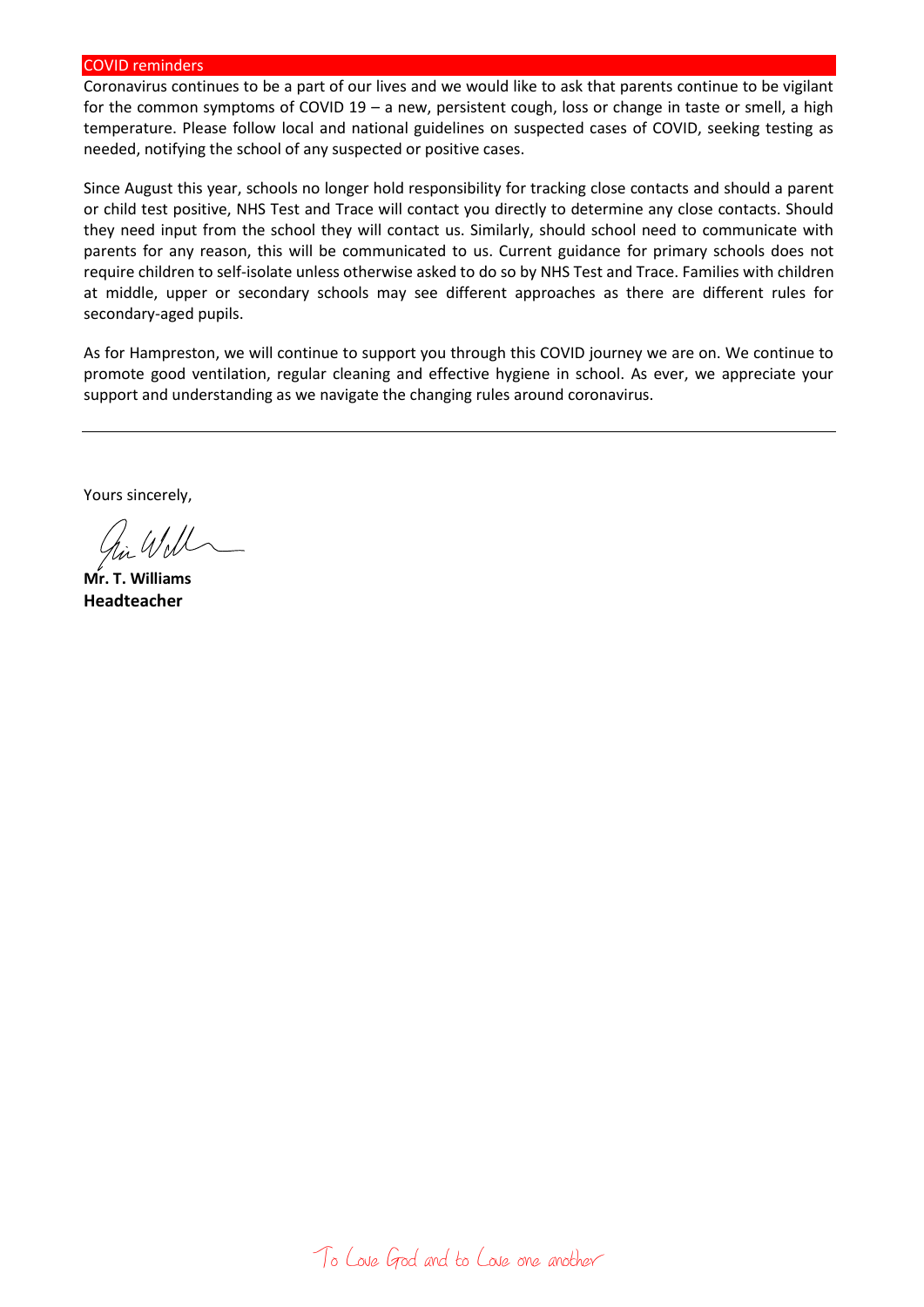## COVID reminders

Coronavirus continues to be a part of our lives and we would like to ask that parents continue to be vigilant for the common symptoms of COVID 19 – a new, persistent cough, loss or change in taste or smell, a high temperature. Please follow local and national guidelines on suspected cases of COVID, seeking testing as needed, notifying the school of any suspected or positive cases.

Since August this year, schools no longer hold responsibility for tracking close contacts and should a parent or child test positive, NHS Test and Trace will contact you directly to determine any close contacts. Should they need input from the school they will contact us. Similarly, should school need to communicate with parents for any reason, this will be communicated to us. Current guidance for primary schools does not require children to self-isolate unless otherwise asked to do so by NHS Test and Trace. Families with children at middle, upper or secondary schools may see different approaches as there are different rules for secondary-aged pupils.

As for Hampreston, we will continue to support you through this COVID journey we are on. We continue to promote good ventilation, regular cleaning and effective hygiene in school. As ever, we appreciate your support and understanding as we navigate the changing rules around coronavirus.

---

Yours sincerely,

**Mr. T. Williams**
**Headteacher**

To Love God and to Love one another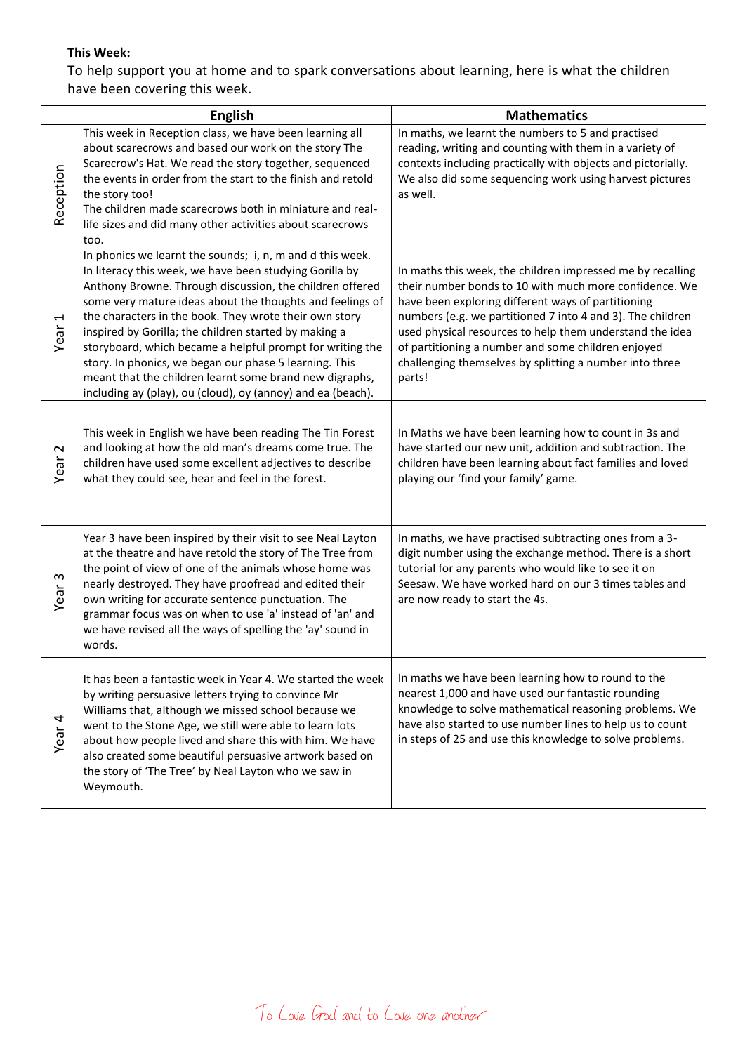**This Week:**

To help support you at home and to spark conversations about learning, here is what the children have been covering this week.

| | English | Mathematics |
|---|---|---|
| Reception | This week in Reception class, we have been learning all about scarecrows and based our work on the story The Scarecrow's Hat. We read the story together, sequenced the events in order from the start to the finish and retold the story too!<br>The children made scarecrows both in miniature and real-life sizes and did many other activities about scarecrows too.<br>In phonics we learnt the sounds; i, n, m and d this week. | In maths, we learnt the numbers to 5 and practised reading, writing and counting with them in a variety of contexts including practically with objects and pictorially. We also did some sequencing work using harvest pictures as well. |
| Year 1 | In literacy this week, we have been studying Gorilla by Anthony Browne. Through discussion, the children offered some very mature ideas about the thoughts and feelings of the characters in the book. They wrote their own story inspired by Gorilla; the children started by making a storyboard, which became a helpful prompt for writing the story. In phonics, we began our phase 5 learning. This meant that the children learnt some brand new digraphs, including ay (play), ou (cloud), oy (annoy) and ea (beach). | In maths this week, the children impressed me by recalling their number bonds to 10 with much more confidence. We have been exploring different ways of partitioning numbers (e.g. we partitioned 7 into 4 and 3). The children used physical resources to help them understand the idea of partitioning a number and some children enjoyed challenging themselves by splitting a number into three parts! |
| Year 2 | This week in English we have been reading The Tin Forest and looking at how the old man's dreams come true. The children have used some excellent adjectives to describe what they could see, hear and feel in the forest. | In Maths we have been learning how to count in 3s and have started our new unit, addition and subtraction. The children have been learning about fact families and loved playing our 'find your family' game. |
| Year 3 | Year 3 have been inspired by their visit to see Neal Layton at the theatre and have retold the story of The Tree from the point of view of one of the animals whose home was nearly destroyed. They have proofread and edited their own writing for accurate sentence punctuation. The grammar focus was on when to use 'a' instead of 'an' and we have revised all the ways of spelling the 'ay' sound in words. | In maths, we have practised subtracting ones from a 3-digit number using the exchange method. There is a short tutorial for any parents who would like to see it on Seesaw. We have worked hard on our 3 times tables and are now ready to start the 4s. |
| Year 4 | It has been a fantastic week in Year 4. We started the week by writing persuasive letters trying to convince Mr Williams that, although we missed school because we went to the Stone Age, we still were able to learn lots about how people lived and share this with him. We have also created some beautiful persuasive artwork based on the story of 'The Tree' by Neal Layton who we saw in Weymouth. | In maths we have been learning how to round to the nearest 1,000 and have used our fantastic rounding knowledge to solve mathematical reasoning problems. We have also started to use number lines to help us to count in steps of 25 and use this knowledge to solve problems. |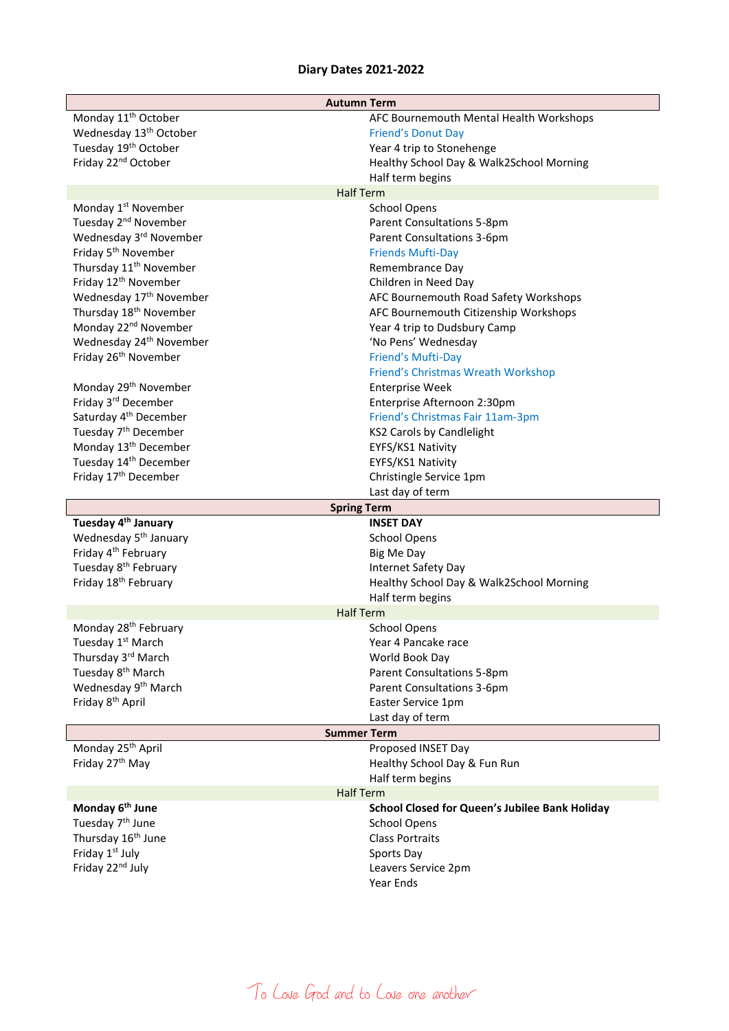**Diary Dates 2021-2022**

| | |
|---|---|
| **Autumn Term** | |
| Monday 11th October | AFC Bournemouth Mental Health Workshops |
| Wednesday 13th October | Friend's Donut Day |
| Tuesday 19th October | Year 4 trip to Stonehenge |
| Friday 22nd October | Healthy School Day & Walk2School Morning |
| | Half term begins |
| Half Term | |
| Monday 1st November | School Opens |
| Tuesday 2nd November | Parent Consultations 5-8pm |
| Wednesday 3rd November | Parent Consultations 3-6pm |
| Friday 5th November | Friends Mufti-Day |
| Thursday 11th November | Remembrance Day |
| Friday 12th November | Children in Need Day |
| Wednesday 17th November | AFC Bournemouth Road Safety Workshops |
| Thursday 18th November | AFC Bournemouth Citizenship Workshops |
| Monday 22nd November | Year 4 trip to Dudsbury Camp |
| Wednesday 24th November | 'No Pens' Wednesday |
| Friday 26th November | Friend's Mufti-Day |
| | Friend's Christmas Wreath Workshop |
| Monday 29th November | Enterprise Week |
| Friday 3rd December | Enterprise Afternoon 2:30pm |
| Saturday 4th December | Friend's Christmas Fair 11am-3pm |
| Tuesday 7th December | KS2 Carols by Candlelight |
| Monday 13th December | EYFS/KS1 Nativity |
| Tuesday 14th December | EYFS/KS1 Nativity |
| Friday 17th December | Christingle Service 1pm |
| | Last day of term |
| **Spring Term** | |
| **Tuesday 4th January** | **INSET DAY** |
| Wednesday 5th January | School Opens |
| Friday 4th February | Big Me Day |
| Tuesday 8th February | Internet Safety Day |
| Friday 18th February | Healthy School Day & Walk2School Morning |
| | Half term begins |
| Half Term | |
| Monday 28th February | School Opens |
| Tuesday 1st March | Year 4 Pancake race |
| Thursday 3rd March | World Book Day |
| Tuesday 8th March | Parent Consultations 5-8pm |
| Wednesday 9th March | Parent Consultations 3-6pm |
| Friday 8th April | Easter Service 1pm |
| | Last day of term |
| **Summer Term** | |
| Monday 25th April | Proposed INSET Day |
| Friday 27th May | Healthy School Day & Fun Run |
| | Half term begins |
| Half Term | |
| **Monday 6th June** | **School Closed for Queen's Jubilee Bank Holiday** |
| Tuesday 7th June | School Opens |
| Thursday 16th June | Class Portraits |
| Friday 1st July | Sports Day |
| Friday 22nd July | Leavers Service 2pm |
| | Year Ends |

*To Love God and to Love one another*